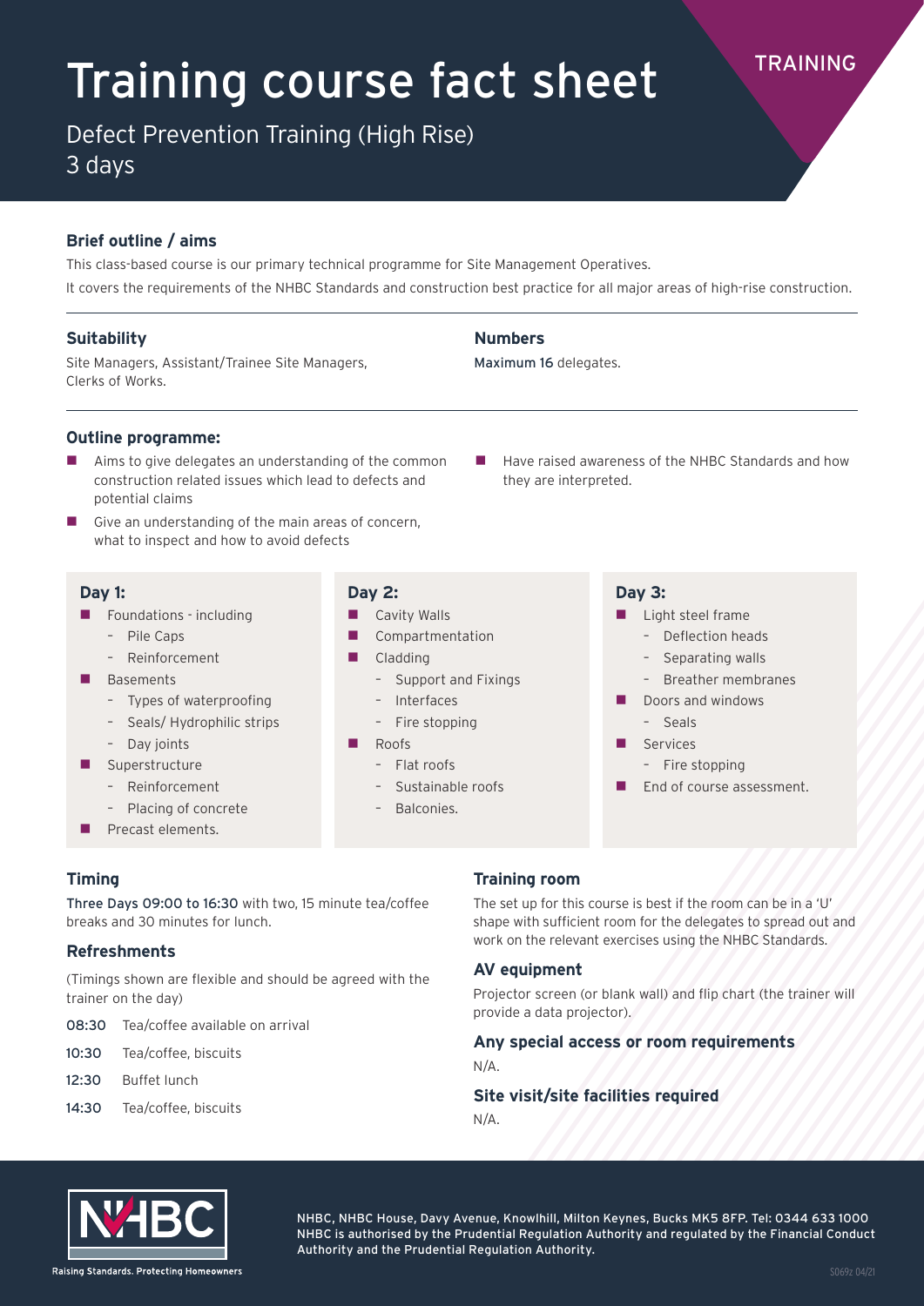# Training course fact sheet

TRAINING

## Defect Prevention Training (High Rise)

3 days

### Brief outline / aims

This class-based course is our primary technical programme for Site Management Operatives.

It covers the requirements of the NHBC Standards and construction best practice for all major areas of high-rise construction.

### Suitability

Site Managers, Assistant/Trainee Site Managers, Clerks of Works.

### Numbers

**Maximum 16** delegates.

### Outline programme:

- Aims to give delegates an understanding of the common construction related issues which lead to defects and potential claims
- Give an understanding of the main areas of concern, what to inspect and how to avoid defects
- Have raised awareness of the NHBC Standards and how they are interpreted.

#### Day 1:

- Foundations - including
  - Pile Caps
  - Reinforcement
- Basements
  - Types of waterproofing
  - Seals/ Hydrophilic strips
  - Day joints
- Superstructure
  - Reinforcement
  - Placing of concrete
- Precast elements.

#### Day 2:

- Cavity Walls
- Compartmentation
- Cladding
  - Support and Fixings
  - Interfaces
  - Fire stopping
- Roofs
  - Flat roofs
  - Sustainable roofs
  - Balconies.

#### Day 3:

- Light steel frame
  - Deflection heads
  - Separating walls
  - Breather membranes
- Doors and windows
  - Seals
- Services
  - Fire stopping
- End of course assessment.

### Timing

**Three Days 09:00 to 16:30** with two, 15 minute tea/coffee breaks and 30 minutes for lunch.

### Refreshments

(Timings shown are flexible and should be agreed with the trainer on the day)

**08:30** Tea/coffee available on arrival

**10:30** Tea/coffee, biscuits

**12:30** Buffet lunch

**14:30** Tea/coffee, biscuits

### Training room

The set up for this course is best if the room can be in a 'U' shape with sufficient room for the delegates to spread out and work on the relevant exercises using the NHBC Standards.

### AV equipment

Projector screen (or blank wall) and flip chart (the trainer will provide a data projector).

### Any special access or room requirements

N/A.

### Site visit/site facilities required

N/A.

NHBC

Raising Standards. Protecting Homeowners

NHBC, NHBC House, Davy Avenue, Knowlhill, Milton Keynes, Bucks MK5 8FP. Tel: 0344 633 1000
NHBC is authorised by the Prudential Regulation Authority and regulated by the Financial Conduct Authority and the Prudential Regulation Authority.

S069z 04/21